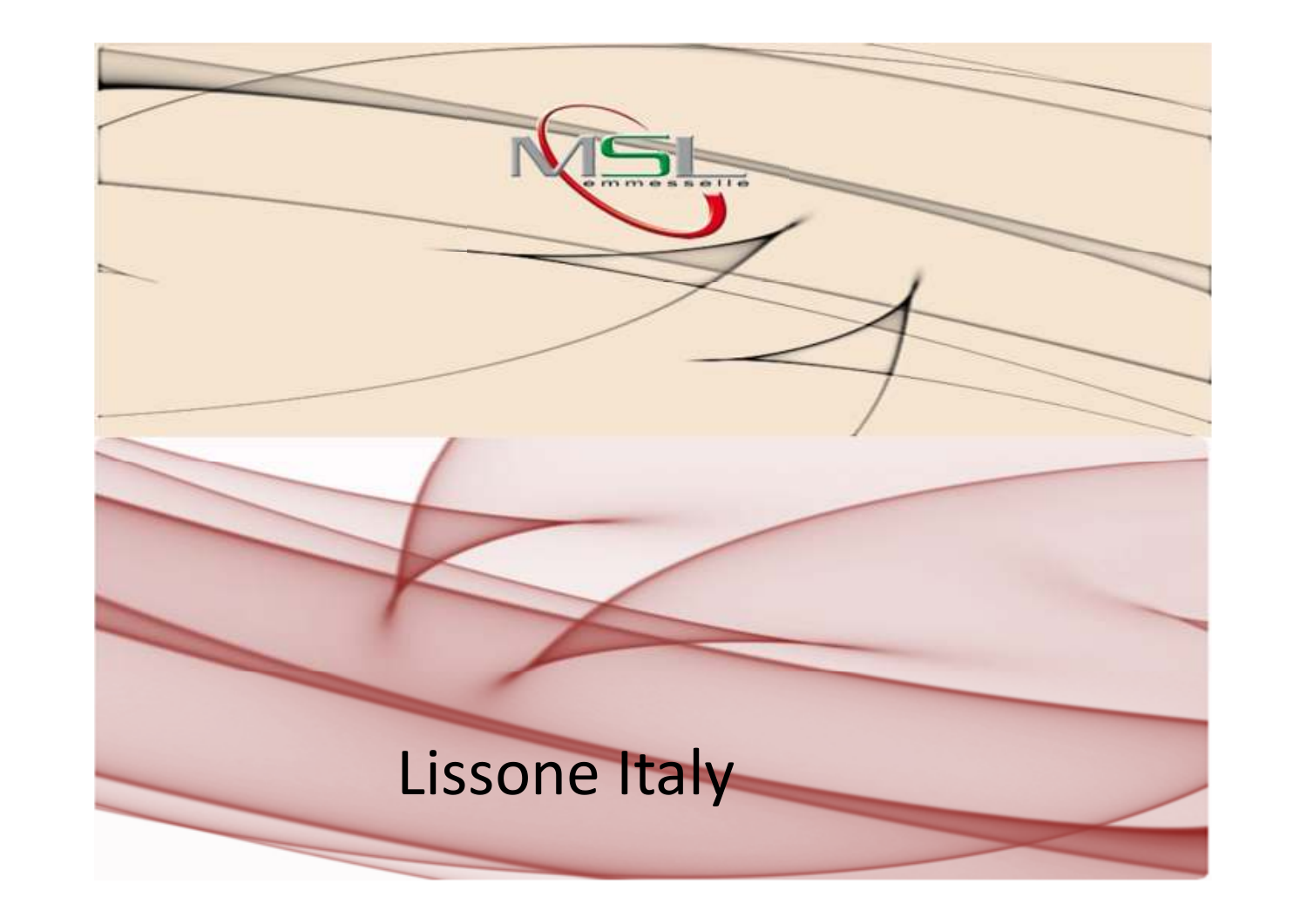MSL emmesselle

Lissone Italy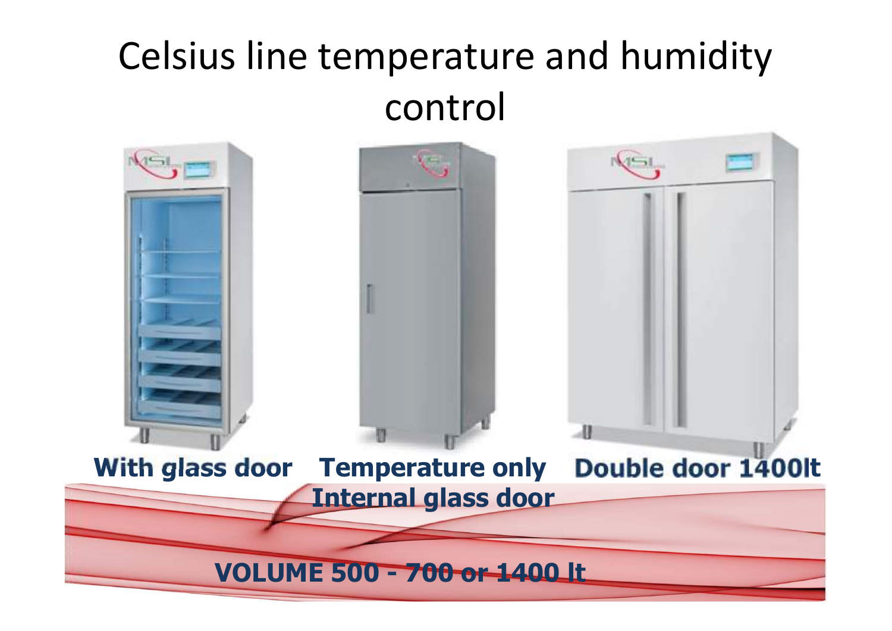# Celsius line temperature and humidity control

**With glass door** **Temperature only** **Double door 1400lt**

**Internal glass door**

**VOLUME 500 - 700 or 1400 lt**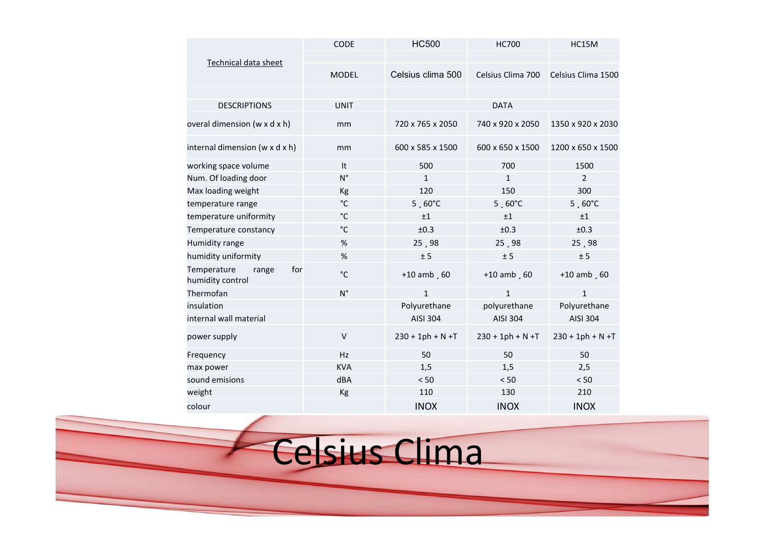| Technical data sheet | CODE | HC500 | HC700 | HC15M |
|---|---|---|---|---|
| | MODEL | Celsius clima 500 | Celsius Clima 700 | Celsius Clima 1500 |
| DESCRIPTIONS | UNIT | DATA | | |
| overal dimension (w x d x h) | mm | 720 x 765 x 2050 | 740 x 920 x 2050 | 1350 x 920 x 2030 |
| internal dimension (w x d x h) | mm | 600 x 585 x 1500 | 600 x 650 x 1500 | 1200 x 650 x 1500 |
| working space volume | lt | 500 | 700 | 1500 |
| Num. Of loading door | N° | 1 | 1 | 2 |
| Max loading weight | Kg | 120 | 150 | 300 |
| temperature range | °C | 5 ¸ 60°C | 5 ¸ 60°C | 5 ¸ 60°C |
| temperature uniformity | °C | ±1 | ±1 | ±1 |
| Temperature constancy | °C | ±0.3 | ±0.3 | ±0.3 |
| Humidity range | % | 25 ¸ 98 | 25 ¸ 98 | 25 ¸ 98 |
| humidity uniformity | % | ± 5 | ± 5 | ± 5 |
| Temperature range for humidity control | °C | +10 amb ¸ 60 | +10 amb ¸ 60 | +10 amb ¸ 60 |
| Thermofan | N° | 1 | 1 | 1 |
| insulation | | Polyurethane | polyurethane | Polyurethane |
| internal wall material | | AISI 304 | AISI 304 | AISI 304 |
| power supply | V | 230 + 1ph + N +T | 230 + 1ph + N +T | 230 + 1ph + N +T |
| Frequency | Hz | 50 | 50 | 50 |
| max power | KVA | 1,5 | 1,5 | 2,5 |
| sound emisions | dBA | < 50 | < 50 | < 50 |
| weight | Kg | 110 | 130 | 210 |
| colour | | INOX | INOX | INOX |

# Celsius Clima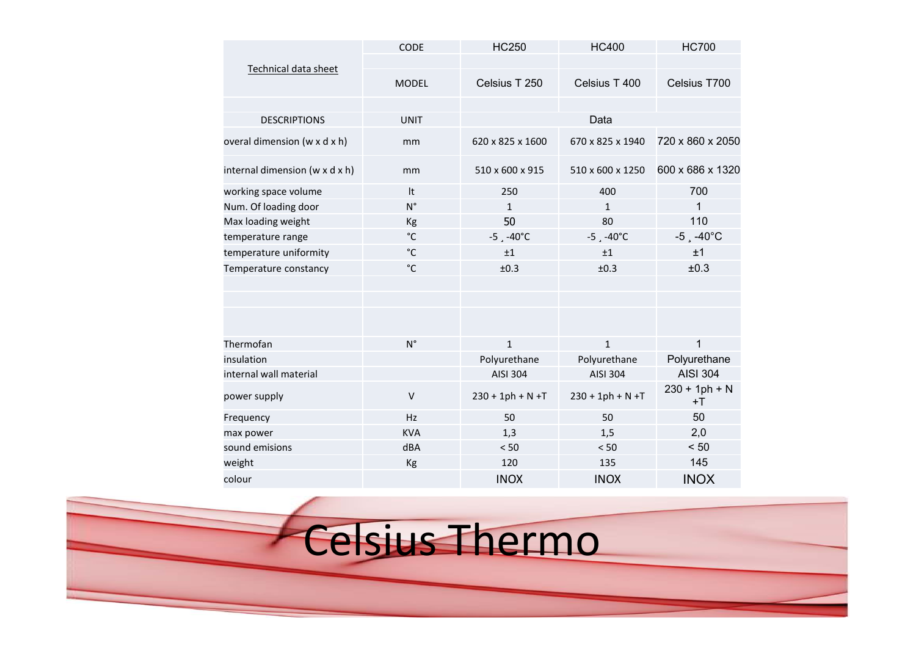| Technical data sheet | CODE | HC250 | HC400 | HC700 |
|---|---|---|---|---|
| | MODEL | Celsius T 250 | Celsius T 400 | Celsius T700 |
| DESCRIPTIONS | UNIT | Data | | |
| overal dimension (w x d x h) | mm | 620 x 825 x 1600 | 670 x 825 x 1940 | 720 x 860 x 2050 |
| internal dimension (w x d x h) | mm | 510 x 600 x 915 | 510 x 600 x 1250 | 600 x 686 x 1320 |
| working space volume | lt | 250 | 400 | 700 |
| Num. Of loading door | N° | 1 | 1 | 1 |
| Max loading weight | Kg | 50 | 80 | 110 |
| temperature range | °C | -5 ¸ -40°C | -5 ¸ -40°C | -5 ¸ -40°C |
| temperature uniformity | °C | ±1 | ±1 | ±1 |
| Temperature constancy | °C | ±0.3 | ±0.3 | ±0.3 |
| | | | | |
| | | | | |
| | | | | |
| Thermofan | N° | 1 | 1 | 1 |
| insulation | | Polyurethane | Polyurethane | Polyurethane |
| internal wall material | | AISI 304 | AISI 304 | AISI 304 |
| power supply | V | 230 + 1ph + N +T | 230 + 1ph + N +T | 230 + 1ph + N +T |
| Frequency | Hz | 50 | 50 | 50 |
| max power | KVA | 1,3 | 1,5 | 2,0 |
| sound emisions | dBA | < 50 | < 50 | < 50 |
| weight | Kg | 120 | 135 | 145 |
| colour | | INOX | INOX | INOX |

Celsius Thermo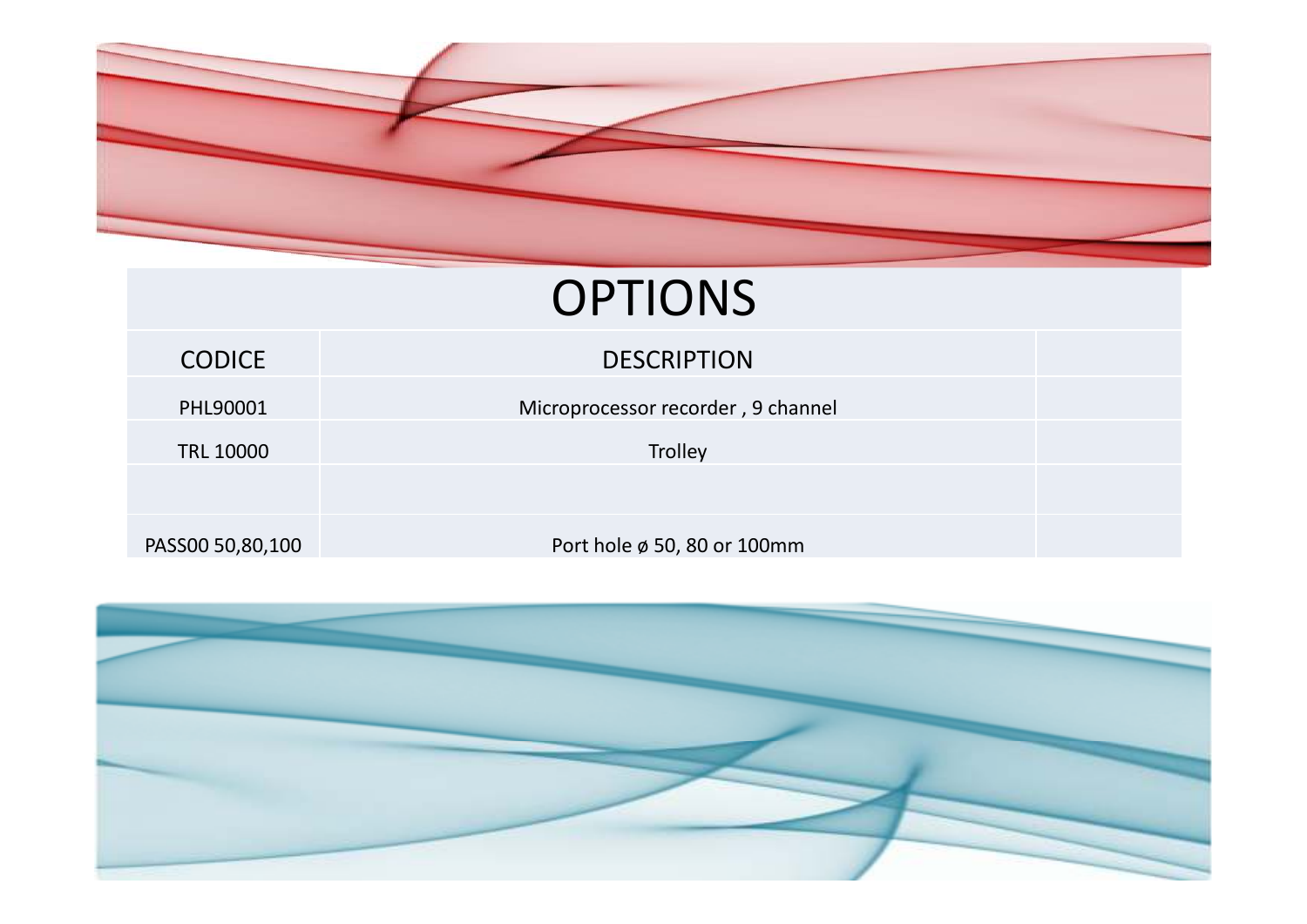# OPTIONS

| CODICE | DESCRIPTION | |
|---|---|---|
| PHL90001 | Microprocessor recorder , 9 channel | |
| TRL 10000 | Trolley | |
| | | |
| PASS00 50,80,100 | Port hole ø 50, 80 or 100mm | |